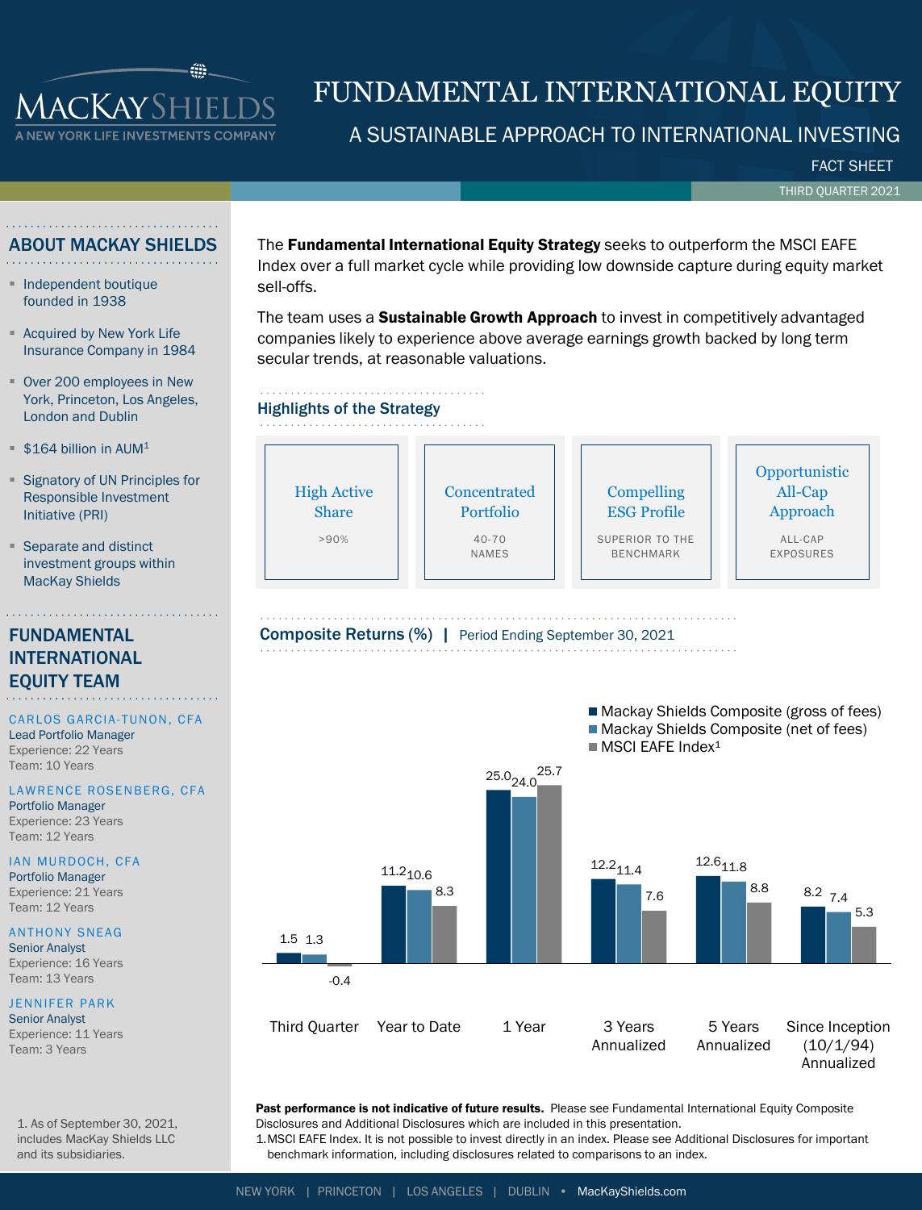# FUNDAMENTAL INTERNATIONAL EQUITY

## A SUSTAINABLE APPROACH TO INTERNATIONAL INVESTING

FACT SHEET

THIRD QUARTER 2021

MACKAY SHIELDS
A NEW YORK LIFE INVESTMENTS COMPANY

## ABOUT MACKAY SHIELDS

- Independent boutique founded in 1938
- Acquired by New York Life Insurance Company in 1984
- Over 200 employees in New York, Princeton, Los Angeles, London and Dublin
- $164 billion in AUM[1]
- Signatory of UN Principles for Responsible Investment Initiative (PRI)
- Separate and distinct investment groups within MacKay Shields

## FUNDAMENTAL INTERNATIONAL EQUITY TEAM

**CARLOS GARCIA-TUNON, CFA**
Lead Portfolio Manager
Experience: 22 Years
Team: 10 Years

**LAWRENCE ROSENBERG, CFA**
Portfolio Manager
Experience: 23 Years
Team: 12 Years

**IAN MURDOCH, CFA**
Portfolio Manager
Experience: 21 Years
Team: 12 Years

**ANTHONY SNEAG**
Senior Analyst
Experience: 16 Years
Team: 13 Years

**JENNIFER PARK**
Senior Analyst
Experience: 11 Years
Team: 3 Years

1. As of September 30, 2021, includes MacKay Shields LLC and its subsidiaries.

The **Fundamental International Equity Strategy** seeks to outperform the MSCI EAFE Index over a full market cycle while providing low downside capture during equity market sell-offs.

The team uses a **Sustainable Growth Approach** to invest in competitively advantaged companies likely to experience above average earnings growth backed by long term secular trends, at reasonable valuations.

### Highlights of the Strategy

| High Active Share | Concentrated Portfolio | Compelling ESG Profile | Opportunistic All-Cap Approach |
|---|---|---|---|
| >90% | 40-70 NAMES | SUPERIOR TO THE BENCHMARK | ALL-CAP EXPOSURES |

### Composite Returns (%) | Period Ending September 30, 2021

| | Third Quarter | Year to Date | 1 Year | 3 Years Annualized | 5 Years Annualized | Since Inception (10/1/94) Annualized |
|---|---|---|---|---|---|---|
| Mackay Shields Composite (gross of fees) | 1.5 | 11.2 | 25.0 | 12.2 | 12.6 | 8.2 |
| Mackay Shields Composite (net of fees) | 1.3 | 10.6 | 24.0 | 11.4 | 11.8 | 7.4 |
| MSCI EAFE Index[1] | -0.4 | 8.3 | 25.7 | 7.6 | 8.8 | 5.3 |

**Past performance is not indicative of future results.** Please see Fundamental International Equity Composite Disclosures and Additional Disclosures which are included in this presentation.

1. MSCI EAFE Index. It is not possible to invest directly in an index. Please see Additional Disclosures for important benchmark information, including disclosures related to comparisons to an index.

NEW YORK | PRINCETON | LOS ANGELES | DUBLIN • MacKayShields.com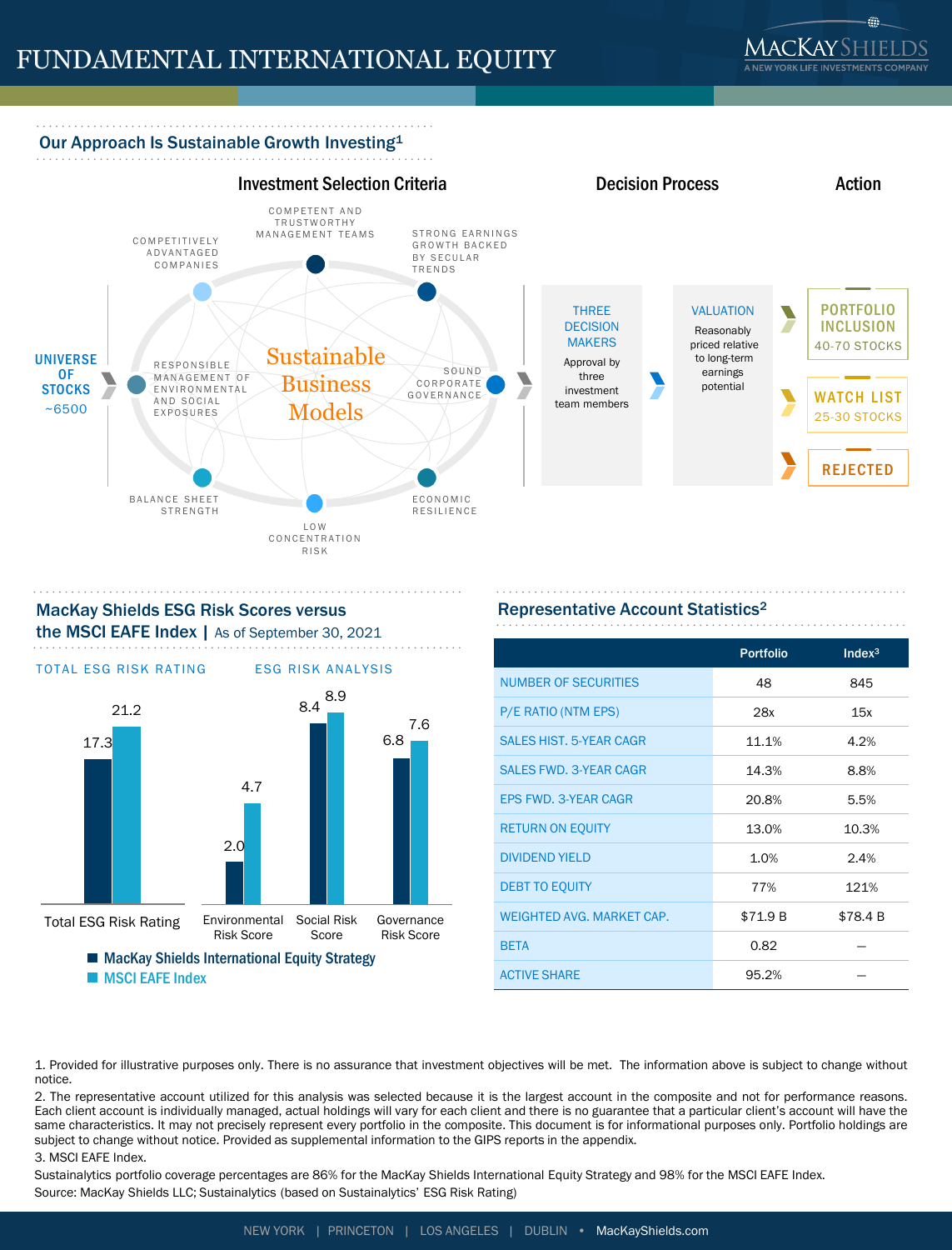# FUNDAMENTAL INTERNATIONAL EQUITY

## Our Approach Is Sustainable Growth Investing[1]

### Investment Selection Criteria

UNIVERSE OF STOCKS ~6500

Sustainable Business Models

- COMPETENT AND TRUSTWORTHY MANAGEMENT TEAMS
- STRONG EARNINGS GROWTH BACKED BY SECULAR TRENDS
- SOUND CORPORATE GOVERNANCE
- ECONOMIC RESILIENCE
- LOW CONCENTRATION RISK
- BALANCE SHEET STRENGTH
- RESPONSIBLE MANAGEMENT OF ENVIRONMENTAL AND SOCIAL EXPOSURES
- COMPETITIVELY ADVANTAGED COMPANIES

### Decision Process

**THREE DECISION MAKERS**
Approval by three investment team members

**VALUATION**
Reasonably priced relative to long-term earnings potential

### Action

- **PORTFOLIO INCLUSION** 40-70 STOCKS
- **WATCH LIST** 25-30 STOCKS
- **REJECTED**

## MacKay Shields ESG Risk Scores versus the MSCI EAFE Index | As of September 30, 2021

TOTAL ESG RISK RATING | ESG RISK ANALYSIS

| | MacKay Shields International Equity Strategy | MSCI EAFE Index |
|---|---|---|
| Total ESG Risk Rating | 17.3 | 21.2 |
| Environmental Risk Score | 2.0 | 4.7 |
| Social Risk Score | 8.4 | 8.9 |
| Governance Risk Score | 6.8 | 7.6 |

## Representative Account Statistics[2]

| | Portfolio | Index[3] |
|---|---|---|
| NUMBER OF SECURITIES | 48 | 845 |
| P/E RATIO (NTM EPS) | 28x | 15x |
| SALES HIST. 5-YEAR CAGR | 11.1% | 4.2% |
| SALES FWD. 3-YEAR CAGR | 14.3% | 8.8% |
| EPS FWD. 3-YEAR CAGR | 20.8% | 5.5% |
| RETURN ON EQUITY | 13.0% | 10.3% |
| DIVIDEND YIELD | 1.0% | 2.4% |
| DEBT TO EQUITY | 77% | 121% |
| WEIGHTED AVG. MARKET CAP. | $71.9 B | $78.4 B |
| BETA | 0.82 | – |
| ACTIVE SHARE | 95.2% | – |

1. Provided for illustrative purposes only. There is no assurance that investment objectives will be met. The information above is subject to change without notice.
2. The representative account utilized for this analysis was selected because it is the largest account in the composite and not for performance reasons. Each client account is individually managed, actual holdings will vary for each client and there is no guarantee that a particular client's account will have the same characteristics. It may not precisely represent every portfolio in the composite. This document is for informational purposes only. Portfolio holdings are subject to change without notice. Provided as supplemental information to the GIPS reports in the appendix.
3. MSCI EAFE Index.

Sustainalytics portfolio coverage percentages are 86% for the MacKay Shields International Equity Strategy and 98% for the MSCI EAFE Index.
Source: MacKay Shields LLC; Sustainalytics (based on Sustainalytics' ESG Risk Rating)

NEW YORK | PRINCETON | LOS ANGELES | DUBLIN • MacKayShields.com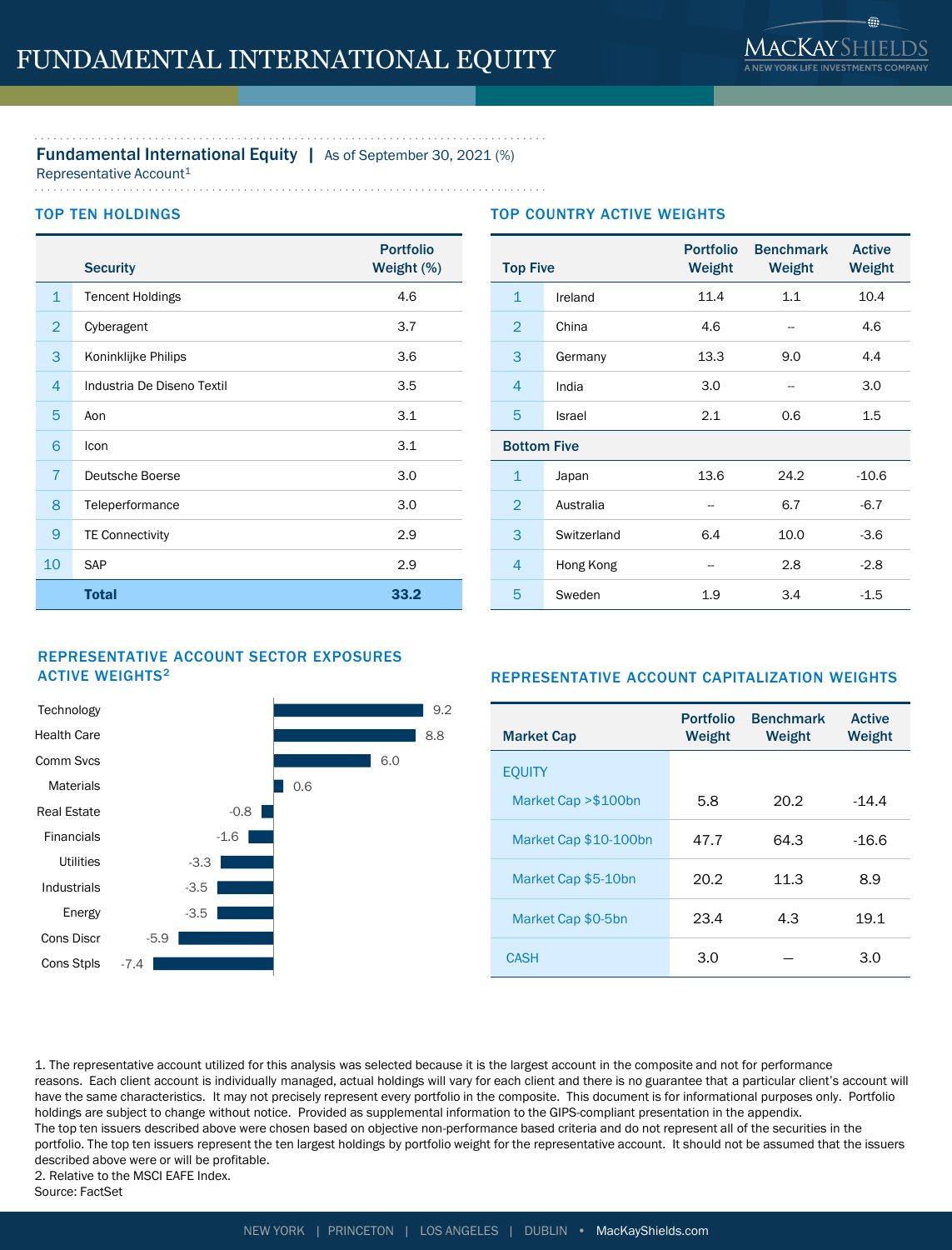# FUNDAMENTAL INTERNATIONAL EQUITY

## Fundamental International Equity | As of September 30, 2021 (%)

Representative Account[1]

### TOP TEN HOLDINGS

| | Security | Portfolio Weight (%) |
|---|---|---|
| 1 | Tencent Holdings | 4.6 |
| 2 | Cyberagent | 3.7 |
| 3 | Koninklijke Philips | 3.6 |
| 4 | Industria De Diseno Textil | 3.5 |
| 5 | Aon | 3.1 |
| 6 | Icon | 3.1 |
| 7 | Deutsche Boerse | 3.0 |
| 8 | Teleperformance | 3.0 |
| 9 | TE Connectivity | 2.9 |
| 10 | SAP | 2.9 |
| | **Total** | **33.2** |

### TOP COUNTRY ACTIVE WEIGHTS

| Top Five | | Portfolio Weight | Benchmark Weight | Active Weight |
|---|---|---|---|---|
| 1 | Ireland | 11.4 | 1.1 | 10.4 |
| 2 | China | 4.6 | -- | 4.6 |
| 3 | Germany | 13.3 | 9.0 | 4.4 |
| 4 | India | 3.0 | -- | 3.0 |
| 5 | Israel | 2.1 | 0.6 | 1.5 |
| **Bottom Five** | | | | |
| 1 | Japan | 13.6 | 24.2 | -10.6 |
| 2 | Australia | -- | 6.7 | -6.7 |
| 3 | Switzerland | 6.4 | 10.0 | -3.6 |
| 4 | Hong Kong | -- | 2.8 | -2.8 |
| 5 | Sweden | 1.9 | 3.4 | -1.5 |

### REPRESENTATIVE ACCOUNT SECTOR EXPOSURES ACTIVE WEIGHTS[2]

| Sector | Active Weight |
|---|---|
| Technology | 9.2 |
| Health Care | 8.8 |
| Comm Svcs | 6.0 |
| Materials | 0.6 |
| Real Estate | -0.8 |
| Financials | -1.6 |
| Utilities | -3.3 |
| Industrials | -3.5 |
| Energy | -3.5 |
| Cons Discr | -5.9 |
| Cons Stpls | -7.4 |

### REPRESENTATIVE ACCOUNT CAPITALIZATION WEIGHTS

| Market Cap | Portfolio Weight | Benchmark Weight | Active Weight |
|---|---|---|---|
| EQUITY | | | |
| Market Cap >$100bn | 5.8 | 20.2 | -14.4 |
| Market Cap $10-100bn | 47.7 | 64.3 | -16.6 |
| Market Cap $5-10bn | 20.2 | 11.3 | 8.9 |
| Market Cap $0-5bn | 23.4 | 4.3 | 19.1 |
| CASH | 3.0 | — | 3.0 |

1. The representative account utilized for this analysis was selected because it is the largest account in the composite and not for performance reasons. Each client account is individually managed, actual holdings will vary for each client and there is no guarantee that a particular client's account will have the same characteristics. It may not precisely represent every portfolio in the composite. This document is for informational purposes only. Portfolio holdings are subject to change without notice. Provided as supplemental information to the GIPS-compliant presentation in the appendix.
The top ten issuers described above were chosen based on objective non-performance based criteria and do not represent all of the securities in the portfolio. The top ten issuers represent the ten largest holdings by portfolio weight for the representative account. It should not be assumed that the issuers described above were or will be profitable.
2. Relative to the MSCI EAFE Index.
Source: FactSet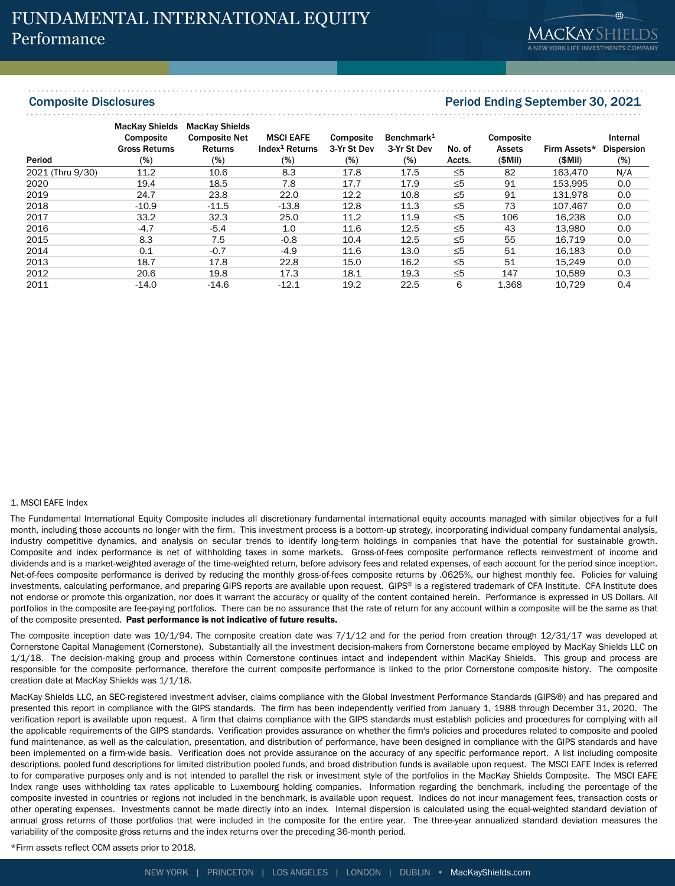# FUNDAMENTAL INTERNATIONAL EQUITY
## Performance

### Composite Disclosures

**Period Ending September 30, 2021**

| Period | MacKay Shields Composite Gross Returns (%) | MacKay Shields Composite Net Returns (%) | MSCI EAFE Index[1] Returns (%) | Composite 3-Yr St Dev (%) | Benchmark[1] 3-Yr St Dev (%) | No. of Accts. | Composite Assets ($Mil) | Firm Assets* ($Mil) | Internal Dispersion (%) |
|---|---|---|---|---|---|---|---|---|---|
| 2021 (Thru 9/30) | 11.2 | 10.6 | 8.3 | 17.8 | 17.5 | ≤5 | 82 | 163,470 | N/A |
| 2020 | 19.4 | 18.5 | 7.8 | 17.7 | 17.9 | ≤5 | 91 | 153,995 | 0.0 |
| 2019 | 24.7 | 23.8 | 22.0 | 12.2 | 10.8 | ≤5 | 91 | 131,978 | 0.0 |
| 2018 | -10.9 | -11.5 | -13.8 | 12.8 | 11.3 | ≤5 | 73 | 107,467 | 0.0 |
| 2017 | 33.2 | 32.3 | 25.0 | 11.2 | 11.9 | ≤5 | 106 | 16,238 | 0.0 |
| 2016 | -4.7 | -5.4 | 1.0 | 11.6 | 12.5 | ≤5 | 43 | 13,980 | 0.0 |
| 2015 | 8.3 | 7.5 | -0.8 | 10.4 | 12.5 | ≤5 | 55 | 16,719 | 0.0 |
| 2014 | 0.1 | -0.7 | -4.9 | 11.6 | 13.0 | ≤5 | 51 | 16,183 | 0.0 |
| 2013 | 18.7 | 17.8 | 22.8 | 15.0 | 16.2 | ≤5 | 51 | 15,249 | 0.0 |
| 2012 | 20.6 | 19.8 | 17.3 | 18.1 | 19.3 | ≤5 | 147 | 10,589 | 0.3 |
| 2011 | -14.0 | -14.6 | -12.1 | 19.2 | 22.5 | 6 | 1,368 | 10,729 | 0.4 |

1. MSCI EAFE Index

The Fundamental International Equity Composite includes all discretionary fundamental international equity accounts managed with similar objectives for a full month, including those accounts no longer with the firm. This investment process is a bottom-up strategy, incorporating individual company fundamental analysis, industry competitive dynamics, and analysis on secular trends to identify long-term holdings in companies that have the potential for sustainable growth. Composite and index performance is net of withholding taxes in some markets. Gross-of-fees composite performance reflects reinvestment of income and dividends and is a market-weighted average of the time-weighted return, before advisory fees and related expenses, of each account for the period since inception. Net-of-fees composite performance is derived by reducing the monthly gross-of-fees composite returns by .0625%, our highest monthly fee. Policies for valuing investments, calculating performance, and preparing GIPS reports are available upon request. GIPS® is a registered trademark of CFA Institute. CFA Institute does not endorse or promote this organization, nor does it warrant the accuracy or quality of the content contained herein. Performance is expressed in US Dollars. All portfolios in the composite are fee-paying portfolios. There can be no assurance that the rate of return for any account within a composite will be the same as that of the composite presented. **Past performance is not indicative of future results.**

The composite inception date was 10/1/94. The composite creation date was 7/1/12 and for the period from creation through 12/31/17 was developed at Cornerstone Capital Management (Cornerstone). Substantially all the investment decision-makers from Cornerstone became employed by MacKay Shields LLC on 1/1/18. The decision-making group and process within Cornerstone continues intact and independent within MacKay Shields. This group and process are responsible for the composite performance, therefore the current composite performance is linked to the prior Cornerstone composite history. The composite creation date at MacKay Shields was 1/1/18.

MacKay Shields LLC, an SEC-registered investment adviser, claims compliance with the Global Investment Performance Standards (GIPS®) and has prepared and presented this report in compliance with the GIPS standards. The firm has been independently verified from January 1, 1988 through December 31, 2020. The verification report is available upon request. A firm that claims compliance with the GIPS standards must establish policies and procedures for complying with all the applicable requirements of the GIPS standards. Verification provides assurance on whether the firm's policies and procedures related to composite and pooled fund maintenance, as well as the calculation, presentation, and distribution of performance, have been designed in compliance with the GIPS standards and have been implemented on a firm-wide basis. Verification does not provide assurance on the accuracy of any specific performance report. A list including composite descriptions, pooled fund descriptions for limited distribution pooled funds, and broad distribution funds is available upon request. The MSCI EAFE Index is referred to for comparative purposes only and is not intended to parallel the risk or investment style of the portfolios in the MacKay Shields Composite. The MSCI EAFE Index range uses withholding tax rates applicable to Luxembourg holding companies. Information regarding the benchmark, including the percentage of the composite invested in countries or regions not included in the benchmark, is available upon request. Indices do not incur management fees, transaction costs or other operating expenses. Investments cannot be made directly into an index. Internal dispersion is calculated using the equal-weighted standard deviation of annual gross returns of those portfolios that were included in the composite for the entire year. The three-year annualized standard deviation measures the variability of the composite gross returns and the index returns over the preceding 36-month period.

*Firm assets reflect CCM assets prior to 2018.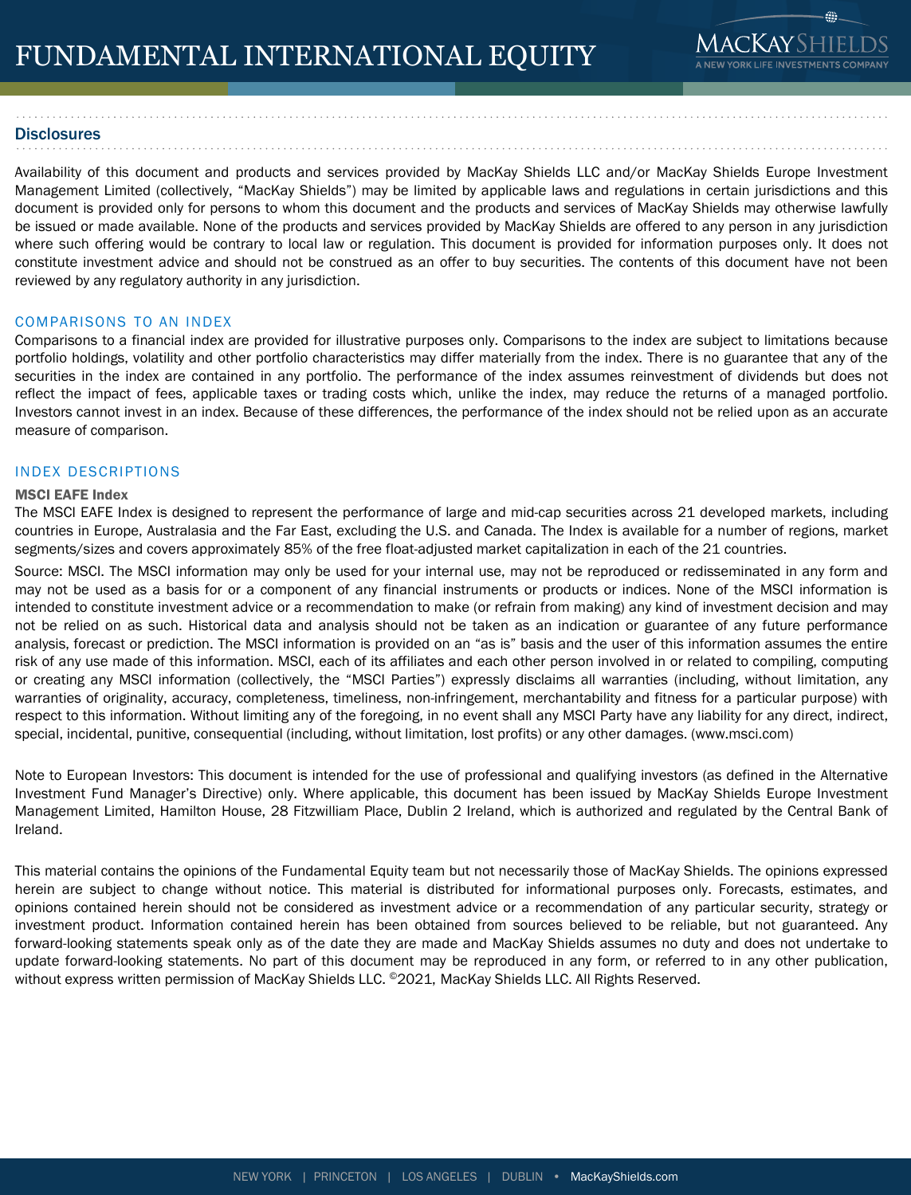## Disclosures

Availability of this document and products and services provided by MacKay Shields LLC and/or MacKay Shields Europe Investment Management Limited (collectively, "MacKay Shields") may be limited by applicable laws and regulations in certain jurisdictions and this document is provided only for persons to whom this document and the products and services of MacKay Shields may otherwise lawfully be issued or made available. None of the products and services provided by MacKay Shields are offered to any person in any jurisdiction where such offering would be contrary to local law or regulation. This document is provided for information purposes only. It does not constitute investment advice and should not be construed as an offer to buy securities. The contents of this document have not been reviewed by any regulatory authority in any jurisdiction.

### COMPARISONS TO AN INDEX

Comparisons to a financial index are provided for illustrative purposes only. Comparisons to the index are subject to limitations because portfolio holdings, volatility and other portfolio characteristics may differ materially from the index. There is no guarantee that any of the securities in the index are contained in any portfolio. The performance of the index assumes reinvestment of dividends but does not reflect the impact of fees, applicable taxes or trading costs which, unlike the index, may reduce the returns of a managed portfolio. Investors cannot invest in an index. Because of these differences, the performance of the index should not be relied upon as an accurate measure of comparison.

### INDEX DESCRIPTIONS

**MSCI EAFE Index**

The MSCI EAFE Index is designed to represent the performance of large and mid-cap securities across 21 developed markets, including countries in Europe, Australasia and the Far East, excluding the U.S. and Canada. The Index is available for a number of regions, market segments/sizes and covers approximately 85% of the free float-adjusted market capitalization in each of the 21 countries.

Source: MSCI. The MSCI information may only be used for your internal use, may not be reproduced or redisseminated in any form and may not be used as a basis for or a component of any financial instruments or products or indices. None of the MSCI information is intended to constitute investment advice or a recommendation to make (or refrain from making) any kind of investment decision and may not be relied on as such. Historical data and analysis should not be taken as an indication or guarantee of any future performance analysis, forecast or prediction. The MSCI information is provided on an "as is" basis and the user of this information assumes the entire risk of any use made of this information. MSCI, each of its affiliates and each other person involved in or related to compiling, computing or creating any MSCI information (collectively, the "MSCI Parties") expressly disclaims all warranties (including, without limitation, any warranties of originality, accuracy, completeness, timeliness, non-infringement, merchantability and fitness for a particular purpose) with respect to this information. Without limiting any of the foregoing, in no event shall any MSCI Party have any liability for any direct, indirect, special, incidental, punitive, consequential (including, without limitation, lost profits) or any other damages. (www.msci.com)

Note to European Investors: This document is intended for the use of professional and qualifying investors (as defined in the Alternative Investment Fund Manager's Directive) only. Where applicable, this document has been issued by MacKay Shields Europe Investment Management Limited, Hamilton House, 28 Fitzwilliam Place, Dublin 2 Ireland, which is authorized and regulated by the Central Bank of Ireland.

This material contains the opinions of the Fundamental Equity team but not necessarily those of MacKay Shields. The opinions expressed herein are subject to change without notice. This material is distributed for informational purposes only. Forecasts, estimates, and opinions contained herein should not be considered as investment advice or a recommendation of any particular security, strategy or investment product. Information contained herein has been obtained from sources believed to be reliable, but not guaranteed. Any forward-looking statements speak only as of the date they are made and MacKay Shields assumes no duty and does not undertake to update forward-looking statements. No part of this document may be reproduced in any form, or referred to in any other publication, without express written permission of MacKay Shields LLC. ©2021, MacKay Shields LLC. All Rights Reserved.